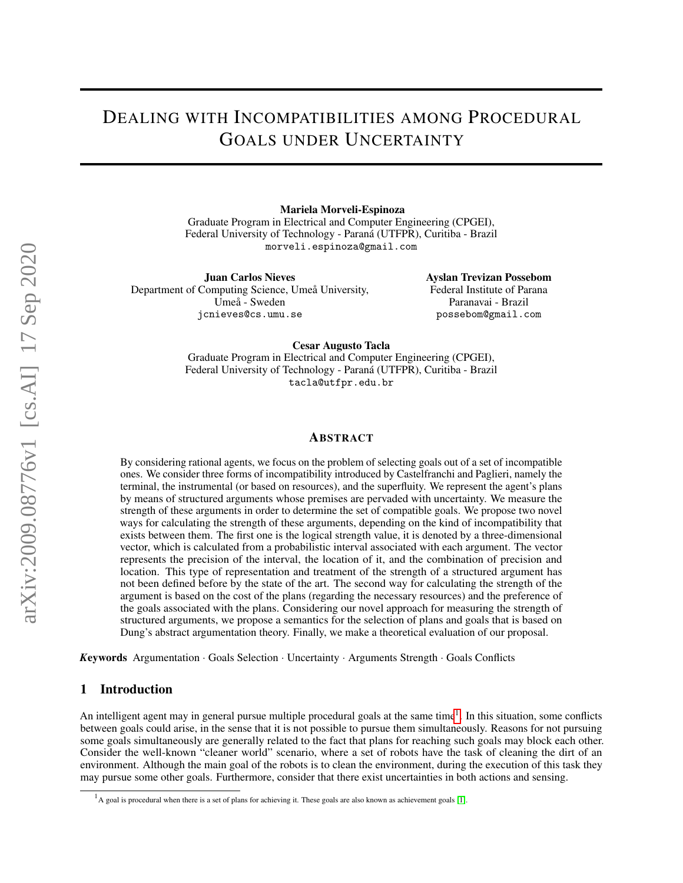# Dealing with Incompatibilities among Procedural Goals under Uncertainty

**Mariela Morveli-Espinoza**
Graduate Program in Electrical and Computer Engineering (CPGEI),
Federal University of Technology - Paraná (UTFPR), Curitiba - Brazil
morveli.espinoza@gmail.com

**Juan Carlos Nieves**
Department of Computing Science, Umeå University,
Umeå - Sweden
jcnieves@cs.umu.se

**Ayslan Trevizan Possebom**
Federal Institute of Parana
Paranavai - Brazil
possebom@gmail.com

**Cesar Augusto Tacla**
Graduate Program in Electrical and Computer Engineering (CPGEI),
Federal University of Technology - Paraná (UTFPR), Curitiba - Brazil
tacla@utfpr.edu.br

## Abstract

By considering rational agents, we focus on the problem of selecting goals out of a set of incompatible ones. We consider three forms of incompatibility introduced by Castelfranchi and Paglieri, namely the terminal, the instrumental (or based on resources), and the superfluity. We represent the agent's plans by means of structured arguments whose premises are pervaded with uncertainty. We measure the strength of these arguments in order to determine the set of compatible goals. We propose two novel ways for calculating the strength of these arguments, depending on the kind of incompatibility that exists between them. The first one is the logical strength value, it is denoted by a three-dimensional vector, which is calculated from a probabilistic interval associated with each argument. The vector represents the precision of the interval, the location of it, and the combination of precision and location. This type of representation and treatment of the strength of a structured argument has not been defined before by the state of the art. The second way for calculating the strength of the argument is based on the cost of the plans (regarding the necessary resources) and the preference of the goals associated with the plans. Considering our novel approach for measuring the strength of structured arguments, we propose a semantics for the selection of plans and goals that is based on Dung's abstract argumentation theory. Finally, we make a theoretical evaluation of our proposal.

***Keywords*** Argumentation · Goals Selection · Uncertainty · Arguments Strength · Goals Conflicts

## 1 Introduction

An intelligent agent may in general pursue multiple procedural goals at the same time[1]. In this situation, some conflicts between goals could arise, in the sense that it is not possible to pursue them simultaneously. Reasons for not pursuing some goals simultaneously are generally related to the fact that plans for reaching such goals may block each other. Consider the well-known "cleaner world" scenario, where a set of robots have the task of cleaning the dirt of an environment. Although the main goal of the robots is to clean the environment, during the execution of this task they may pursue some other goals. Furthermore, consider that there exist uncertainties in both actions and sensing.

[1] A goal is procedural when there is a set of plans for achieving it. These goals are also known as achievement goals [1].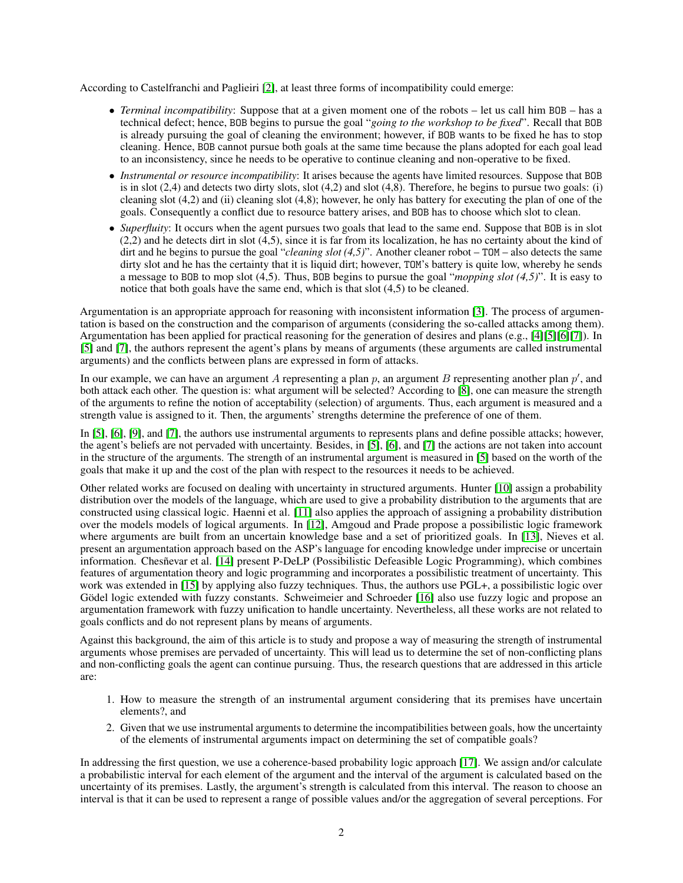According to Castelfranchi and Paglieiri [2], at least three forms of incompatibility could emerge:

- *Terminal incompatibility*: Suppose that at a given moment one of the robots – let us call him BOB – has a technical defect; hence, BOB begins to pursue the goal "*going to the workshop to be fixed*". Recall that BOB is already pursuing the goal of cleaning the environment; however, if BOB wants to be fixed he has to stop cleaning. Hence, BOB cannot pursue both goals at the same time because the plans adopted for each goal lead to an inconsistency, since he needs to be operative to continue cleaning and non-operative to be fixed.
- *Instrumental or resource incompatibility*: It arises because the agents have limited resources. Suppose that BOB is in slot (2,4) and detects two dirty slots, slot (4,2) and slot (4,8). Therefore, he begins to pursue two goals: (i) cleaning slot (4,2) and (ii) cleaning slot (4,8); however, he only has battery for executing the plan of one of the goals. Consequently a conflict due to resource battery arises, and BOB has to choose which slot to clean.
- *Superfluity*: It occurs when the agent pursues two goals that lead to the same end. Suppose that BOB is in slot (2,2) and he detects dirt in slot (4,5), since it is far from its localization, he has no certainty about the kind of dirt and he begins to pursue the goal "*cleaning slot (4,5)*". Another cleaner robot – TOM – also detects the same dirty slot and he has the certainty that it is liquid dirt; however, TOM's battery is quite low, whereby he sends a message to BOB to mop slot (4,5). Thus, BOB begins to pursue the goal "*mopping slot (4,5)*". It is easy to notice that both goals have the same end, which is that slot (4,5) to be cleaned.

Argumentation is an appropriate approach for reasoning with inconsistent information [3]. The process of argumentation is based on the construction and the comparison of arguments (considering the so-called attacks among them). Argumentation has been applied for practical reasoning for the generation of desires and plans (e.g., [4][5][6][7]). In [5] and [7], the authors represent the agent's plans by means of arguments (these arguments are called instrumental arguments) and the conflicts between plans are expressed in form of attacks.

In our example, we can have an argument $A$ representing a plan $p$, an argument $B$ representing another plan $p'$, and both attack each other. The question is: what argument will be selected? According to [8], one can measure the strength of the arguments to refine the notion of acceptability (selection) of arguments. Thus, each argument is measured and a strength value is assigned to it. Then, the arguments' strengths determine the preference of one of them.

In [5], [6], [9], and [7], the authors use instrumental arguments to represents plans and define possible attacks; however, the agent's beliefs are not pervaded with uncertainty. Besides, in [5], [6], and [7] the actions are not taken into account in the structure of the arguments. The strength of an instrumental argument is measured in [5] based on the worth of the goals that make it up and the cost of the plan with respect to the resources it needs to be achieved.

Other related works are focused on dealing with uncertainty in structured arguments. Hunter [10] assign a probability distribution over the models of the language, which are used to give a probability distribution to the arguments that are constructed using classical logic. Haenni et al. [11] also applies the approach of assigning a probability distribution over the models models of logical arguments. In [12], Amgoud and Prade propose a possibilistic logic framework where arguments are built from an uncertain knowledge base and a set of prioritized goals. In [13], Nieves et al. present an argumentation approach based on the ASP's language for encoding knowledge under imprecise or uncertain information. Chesñevar et al. [14] present P-DeLP (Possibilistic Defeasible Logic Programming), which combines features of argumentation theory and logic programming and incorporates a possibilistic treatment of uncertainty. This work was extended in [15] by applying also fuzzy techniques. Thus, the authors use PGL+, a possibilistic logic over Gödel logic extended with fuzzy constants. Schweimeier and Schroeder [16] also use fuzzy logic and propose an argumentation framework with fuzzy unification to handle uncertainty. Nevertheless, all these works are not related to goals conflicts and do not represent plans by means of arguments.

Against this background, the aim of this article is to study and propose a way of measuring the strength of instrumental arguments whose premises are pervaded of uncertainty. This will lead us to determine the set of non-conflicting plans and non-conflicting goals the agent can continue pursuing. Thus, the research questions that are addressed in this article are:

1. How to measure the strength of an instrumental argument considering that its premises have uncertain elements?, and
2. Given that we use instrumental arguments to determine the incompatibilities between goals, how the uncertainty of the elements of instrumental arguments impact on determining the set of compatible goals?

In addressing the first question, we use a coherence-based probability logic approach [17]. We assign and/or calculate a probabilistic interval for each element of the argument and the interval of the argument is calculated based on the uncertainty of its premises. Lastly, the argument's strength is calculated from this interval. The reason to choose an interval is that it can be used to represent a range of possible values and/or the aggregation of several perceptions. For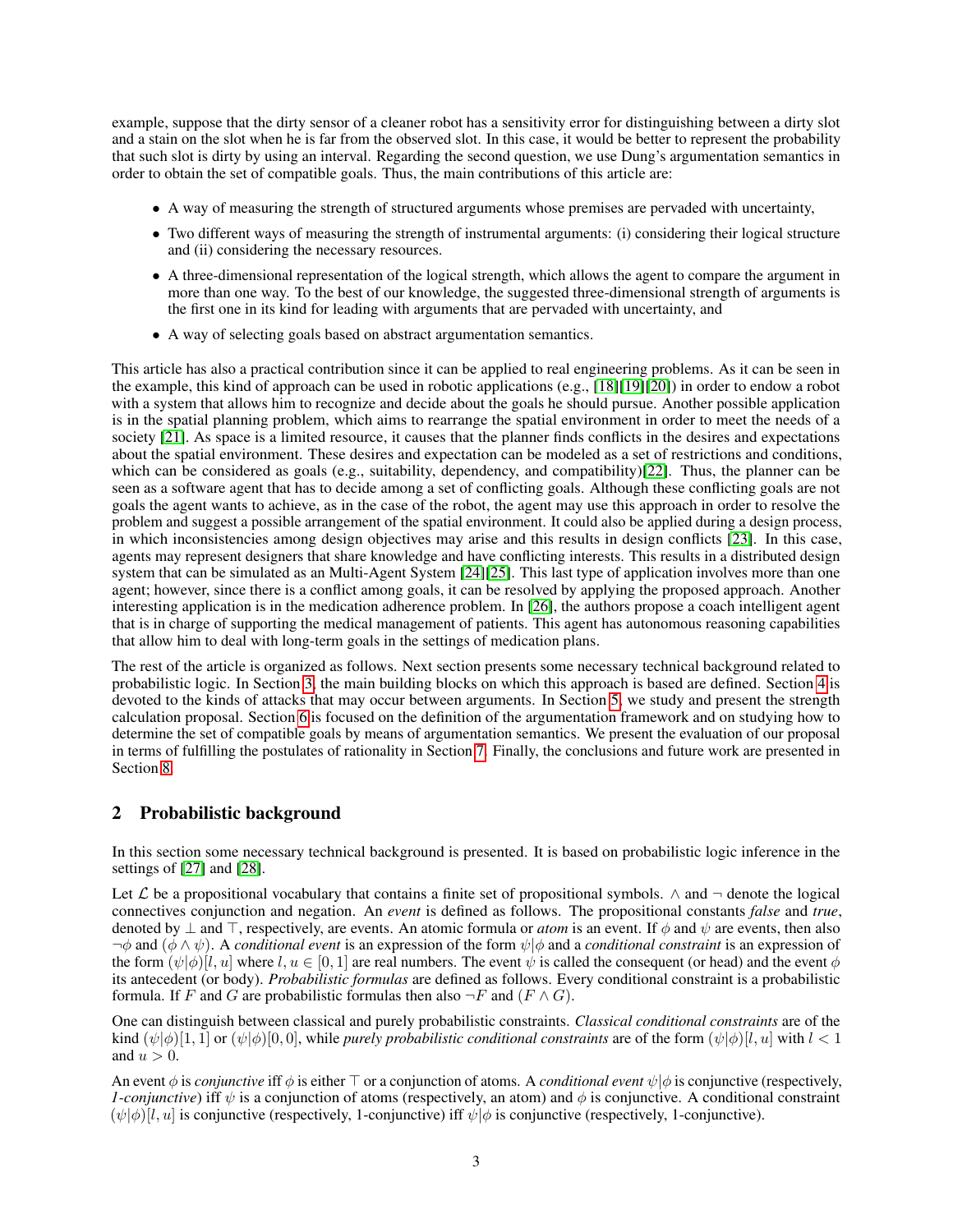example, suppose that the dirty sensor of a cleaner robot has a sensitivity error for distinguishing between a dirty slot and a stain on the slot when he is far from the observed slot. In this case, it would be better to represent the probability that such slot is dirty by using an interval. Regarding the second question, we use Dung's argumentation semantics in order to obtain the set of compatible goals. Thus, the main contributions of this article are:

- A way of measuring the strength of structured arguments whose premises are pervaded with uncertainty,
- Two different ways of measuring the strength of instrumental arguments: (i) considering their logical structure and (ii) considering the necessary resources.
- A three-dimensional representation of the logical strength, which allows the agent to compare the argument in more than one way. To the best of our knowledge, the suggested three-dimensional strength of arguments is the first one in its kind for leading with arguments that are pervaded with uncertainty, and
- A way of selecting goals based on abstract argumentation semantics.

This article has also a practical contribution since it can be applied to real engineering problems. As it can be seen in the example, this kind of approach can be used in robotic applications (e.g., [18][19][20]) in order to endow a robot with a system that allows him to recognize and decide about the goals he should pursue. Another possible application is in the spatial planning problem, which aims to rearrange the spatial environment in order to meet the needs of a society [21]. As space is a limited resource, it causes that the planner finds conflicts in the desires and expectations about the spatial environment. These desires and expectation can be modeled as a set of restrictions and conditions, which can be considered as goals (e.g., suitability, dependency, and compatibility)[22]. Thus, the planner can be seen as a software agent that has to decide among a set of conflicting goals. Although these conflicting goals are not goals the agent wants to achieve, as in the case of the robot, the agent may use this approach in order to resolve the problem and suggest a possible arrangement of the spatial environment. It could also be applied during a design process, in which inconsistencies among design objectives may arise and this results in design conflicts [23]. In this case, agents may represent designers that share knowledge and have conflicting interests. This results in a distributed design system that can be simulated as an Multi-Agent System [24][25]. This last type of application involves more than one agent; however, since there is a conflict among goals, it can be resolved by applying the proposed approach. Another interesting application is in the medication adherence problem. In [26], the authors propose a coach intelligent agent that is in charge of supporting the medical management of patients. This agent has autonomous reasoning capabilities that allow him to deal with long-term goals in the settings of medication plans.

The rest of the article is organized as follows. Next section presents some necessary technical background related to probabilistic logic. In Section 3, the main building blocks on which this approach is based are defined. Section 4 is devoted to the kinds of attacks that may occur between arguments. In Section 5, we study and present the strength calculation proposal. Section 6 is focused on the definition of the argumentation framework and on studying how to determine the set of compatible goals by means of argumentation semantics. We present the evaluation of our proposal in terms of fulfilling the postulates of rationality in Section 7. Finally, the conclusions and future work are presented in Section 8.

## 2 Probabilistic background

In this section some necessary technical background is presented. It is based on probabilistic logic inference in the settings of [27] and [28].

Let $\mathcal{L}$ be a propositional vocabulary that contains a finite set of propositional symbols. $\wedge$ and $\neg$ denote the logical connectives conjunction and negation. An *event* is defined as follows. The propositional constants *false* and *true*, denoted by $\perp$ and $\top$, respectively, are events. An atomic formula or *atom* is an event. If $\phi$ and $\psi$ are events, then also $\neg\phi$ and $(\phi \wedge \psi)$. A *conditional event* is an expression of the form $\psi|\phi$ and a *conditional constraint* is an expression of the form $(\psi|\phi)[l, u]$ where $l, u \in [0, 1]$ are real numbers. The event $\psi$ is called the consequent (or head) and the event $\phi$ its antecedent (or body). *Probabilistic formulas* are defined as follows. Every conditional constraint is a probabilistic formula. If $F$ and $G$ are probabilistic formulas then also $\neg F$ and $(F \wedge G)$.

One can distinguish between classical and purely probabilistic constraints. *Classical conditional constraints* are of the kind $(\psi|\phi)[1, 1]$ or $(\psi|\phi)[0, 0]$, while *purely probabilistic conditional constraints* are of the form $(\psi|\phi)[l, u]$ with $l < 1$ and $u > 0$.

An event $\phi$ is *conjunctive* iff $\phi$ is either $\top$ or a conjunction of atoms. A *conditional event* $\psi|\phi$ is conjunctive (respectively, *1-conjunctive*) iff $\psi$ is a conjunction of atoms (respectively, an atom) and $\phi$ is conjunctive. A conditional constraint $(\psi|\phi)[l, u]$ is conjunctive (respectively, 1-conjunctive) iff $\psi|\phi$ is conjunctive (respectively, 1-conjunctive).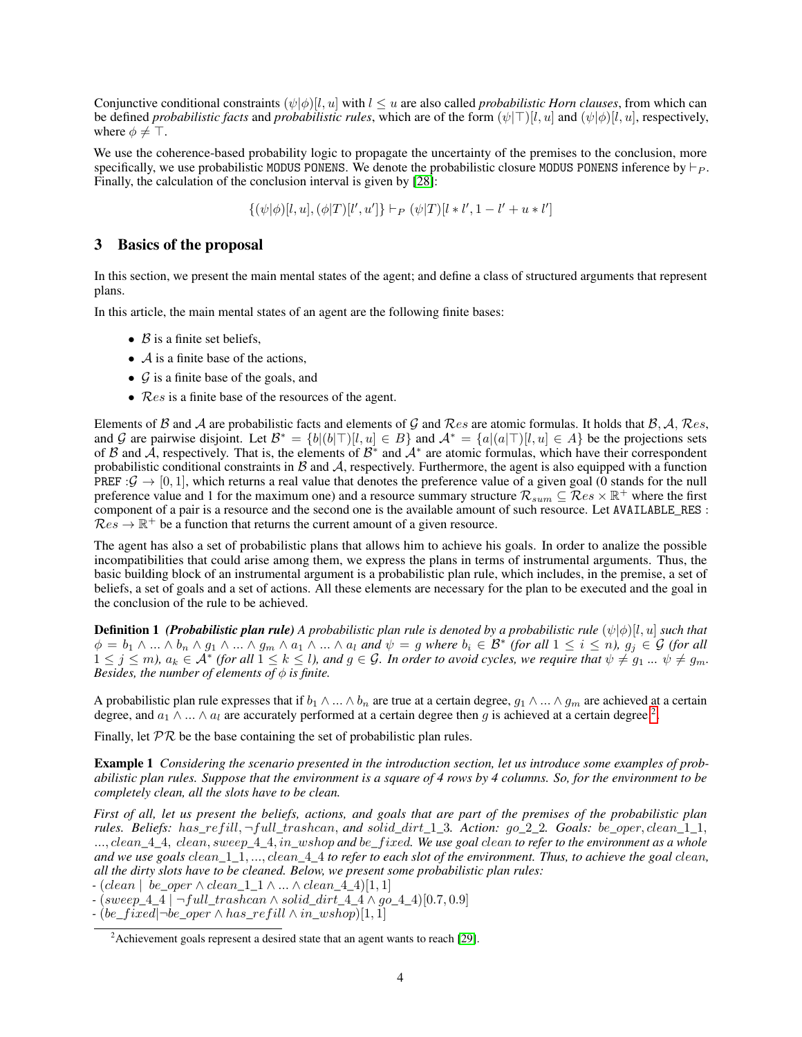Conjunctive conditional constraints $(\psi|\phi)[l, u]$ with $l \leq u$ are also called *probabilistic Horn clauses*, from which can be defined *probabilistic facts* and *probabilistic rules*, which are of the form $(\psi|\top)[l, u]$ and $(\psi|\phi)[l, u]$, respectively, where $\phi \neq \top$.

We use the coherence-based probability logic to propagate the uncertainty of the premises to the conclusion, more specifically, we use probabilistic MODUS PONENS. We denote the probabilistic closure MODUS PONENS inference by $\vdash_P$. Finally, the calculation of the conclusion interval is given by [28]:

$$\{(\psi|\phi)[l, u], (\phi|T)[l', u']\} \vdash_P (\psi|T)[l * l', 1 - l' + u * l']$$

## 3 Basics of the proposal

In this section, we present the main mental states of the agent; and define a class of structured arguments that represent plans.

In this article, the main mental states of an agent are the following finite bases:

- $\mathcal{B}$ is a finite set beliefs,
- $\mathcal{A}$ is a finite base of the actions,
- $\mathcal{G}$ is a finite base of the goals, and
- $\mathcal{R}es$ is a finite base of the resources of the agent.

Elements of $\mathcal{B}$ and $\mathcal{A}$ are probabilistic facts and elements of $\mathcal{G}$ and $\mathcal{R}es$ are atomic formulas. It holds that $\mathcal{B}, \mathcal{A}, \mathcal{R}es$, and $\mathcal{G}$ are pairwise disjoint. Let $\mathcal{B}^* = \{b|(b|\top)[l, u] \in B\}$ and $\mathcal{A}^* = \{a|(a|\top)[l, u] \in A\}$ be the projections sets of $\mathcal{B}$ and $\mathcal{A}$, respectively. That is, the elements of $\mathcal{B}^*$ and $\mathcal{A}^*$ are atomic formulas, which have their correspondent probabilistic conditional constraints in $\mathcal{B}$ and $\mathcal{A}$, respectively. Furthermore, the agent is also equipped with a function PREF $: \mathcal{G} \rightarrow [0, 1]$, which returns a real value that denotes the preference value of a given goal (0 stands for the null preference value and 1 for the maximum one) and a resource summary structure $\mathcal{R}_{sum} \subseteq \mathcal{R}es \times \mathbb{R}^+$ where the first component of a pair is a resource and the second one is the available amount of such resource. Let AVAILABLE_RES : $\mathcal{R}es \rightarrow \mathbb{R}^+$ be a function that returns the current amount of a given resource.

The agent has also a set of probabilistic plans that allows him to achieve his goals. In order to analize the possible incompatibilities that could arise among them, we express the plans in terms of instrumental arguments. Thus, the basic building block of an instrumental argument is a probabilistic plan rule, which includes, in the premise, a set of beliefs, a set of goals and a set of actions. All these elements are necessary for the plan to be executed and the goal in the conclusion of the rule to be achieved.

**Definition 1** ***(Probabilistic plan rule)*** *A probabilistic plan rule is denoted by a probabilistic rule $(\psi|\phi)[l, u]$ such that $\phi = b_1 \wedge ... \wedge b_n \wedge g_1 \wedge ... \wedge g_m \wedge a_1 \wedge ... \wedge a_l$ and $\psi = g$ where $b_i \in \mathcal{B}^*$ (for all $1 \leq i \leq n$), $g_j \in \mathcal{G}$ (for all $1 \leq j \leq m$), $a_k \in \mathcal{A}^*$ (for all $1 \leq k \leq l$), and $g \in \mathcal{G}$. In order to avoid cycles, we require that $\psi \neq g_1$ ... $\psi \neq g_m$. Besides, the number of elements of $\phi$ is finite.*

A probabilistic plan rule expresses that if $b_1 \wedge ... \wedge b_n$ are true at a certain degree, $g_1 \wedge ... \wedge g_m$ are achieved at a certain degree, and $a_1 \wedge ... \wedge a_l$ are accurately performed at a certain degree then $g$ is achieved at a certain degree[2].

Finally, let $\mathcal{PR}$ be the base containing the set of probabilistic plan rules.

**Example 1** *Considering the scenario presented in the introduction section, let us introduce some examples of probabilistic plan rules. Suppose that the environment is a square of 4 rows by 4 columns. So, for the environment to be completely clean, all the slots have to be clean.*

*First of all, let us present the beliefs, actions, and goals that are part of the premises of the probabilistic plan rules. Beliefs: $has\_refill, \neg full\_trashcan$, and $solid\_dirt\_1\_3$. Action: $go\_2\_2$. Goals: $be\_oper, clean\_1\_1$, ..., $clean\_4\_4$, $clean$, $sweep\_4\_4$, $in\_wshop$ and $be\_fixed$. We use goal $clean$ to refer to the environment as a whole and we use goals $clean\_1\_1$, ..., $clean\_4\_4$ to refer to each slot of the environment. Thus, to achieve the goal $clean$, all the dirty slots have to be cleaned. Below, we present some probabilistic plan rules:*

- $(clean \mid be\_oper \wedge clean\_1\_1 \wedge ... \wedge clean\_4\_4)[1, 1]$
- $(sweep\_4\_4 \mid \neg full\_trashcan \wedge solid\_dirt\_4\_4 \wedge go\_4\_4)[0.7, 0.9]$
- $(be\_fixed|\neg be\_oper \wedge has\_refill \wedge in\_wshop)[1, 1]$

[2] Achievement goals represent a desired state that an agent wants to reach [29].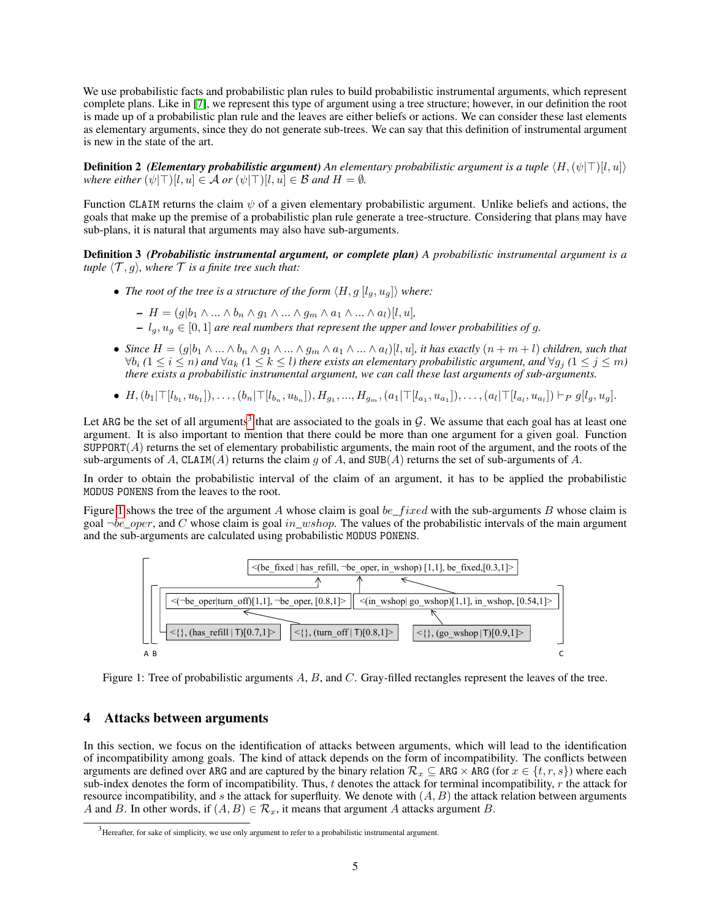We use probabilistic facts and probabilistic plan rules to build probabilistic instrumental arguments, which represent complete plans. Like in [7], we represent this type of argument using a tree structure; however, in our definition the root is made up of a probabilistic plan rule and the leaves are either beliefs or actions. We can consider these last elements as elementary arguments, since they do not generate sub-trees. We can say that this definition of instrumental argument is new in the state of the art.

**Definition 2** ***(Elementary probabilistic argument)*** *An elementary probabilistic argument is a tuple* $\langle H, (\psi|\top)[l,u]\rangle$ *where either* $(\psi|\top)[l,u] \in \mathcal{A}$ *or* $(\psi|\top)[l,u] \in \mathcal{B}$ *and* $H = \emptyset$*.*

Function `CLAIM` returns the claim $\psi$ of a given elementary probabilistic argument. Unlike beliefs and actions, the goals that make up the premise of a probabilistic plan rule generate a tree-structure. Considering that plans may have sub-plans, it is natural that arguments may also have sub-arguments.

**Definition 3** ***(Probabilistic instrumental argument, or complete plan)*** *A probabilistic instrumental argument is a tuple* $\langle \mathcal{T}, g\rangle$*, where* $\mathcal{T}$ *is a finite tree such that:*

- *The root of the tree is a structure of the form* $\langle H, g\,[l_g, u_g]\rangle$ *where:*
  - $H = (g|b_1 \wedge ... \wedge b_n \wedge g_1 \wedge ... \wedge g_m \wedge a_1 \wedge ... \wedge a_l)[l,u]$*,*
  - $l_g, u_g \in [0,1]$ *are real numbers that represent the upper and lower probabilities of* $g$*.*
- *Since* $H = (g|b_1 \wedge ... \wedge b_n \wedge g_1 \wedge ... \wedge g_m \wedge a_1 \wedge ... \wedge a_l)[l,u]$*, it has exactly* $(n+m+l)$ *children, such that* $\forall b_i$ *(*$1 \leq i \leq n$*) and* $\forall a_k$ *(*$1 \leq k \leq l$*) there exists an elementary probabilistic argument, and* $\forall g_j$ *(*$1 \leq j \leq m$*) there exists a probabilistic instrumental argument, we can call these last arguments of sub-arguments.*
- $H, (b_1|\top[l_{b_1}, u_{b_1}]), \ldots, (b_n|\top[l_{b_n}, u_{b_n}]), H_{g_1}, ..., H_{g_m}, (a_1|\top[l_{a_1}, u_{a_1}]), \ldots, (a_l|\top[l_{a_l}, u_{a_l}]) \vdash_P g[l_g, u_g]$.

Let `ARG` be the set of all arguments[3] that are associated to the goals in $\mathcal{G}$. We assume that each goal has at least one argument. It is also important to mention that there could be more than one argument for a given goal. Function `SUPPORT`$(A)$ returns the set of elementary probabilistic arguments, the main root of the argument, and the roots of the sub-arguments of $A$, `CLAIM`$(A)$ returns the claim $g$ of $A$, and `SUB`$(A)$ returns the set of sub-arguments of $A$.

In order to obtain the probabilistic interval of the claim of an argument, it has to be applied the probabilistic `MODUS PONENS` from the leaves to the root.

Figure 1 shows the tree of the argument $A$ whose claim is goal $be\_fixed$ with the sub-arguments $B$ whose claim is goal $\neg be\_oper$, and $C$ whose claim is goal $in\_wshop$. The values of the probabilistic intervals of the main argument and the sub-arguments are calculated using probabilistic `MODUS PONENS`.

<(be_fixed | has_refill, ¬be_oper, in_wshop) [1,1], be_fixed,[0.3,1]>

<(¬be_oper|turn_off)[1,1], ¬be_oper, [0.8,1]> <(in_wshop| go_wshop)[1,1], in_wshop, [0.54,1]>

<{}, (has_refill | ⊤)[0.7,1]> <{}, (turn_off | ⊤)[0.8,1]> <{}, (go_wshop | ⊤)[0.9,1]>

A B C

Figure 1: Tree of probabilistic arguments $A$, $B$, and $C$. Gray-filled rectangles represent the leaves of the tree.

## 4 Attacks between arguments

In this section, we focus on the identification of attacks between arguments, which will lead to the identification of incompatibility among goals. The kind of attack depends on the form of incompatibility. The conflicts between arguments are defined over `ARG` and are captured by the binary relation $\mathcal{R}_x \subseteq$ `ARG` $\times$ `ARG` (for $x \in \{t, r, s\}$) where each sub-index denotes the form of incompatibility. Thus, $t$ denotes the attack for terminal incompatibility, $r$ the attack for resource incompatibility, and $s$ the attack for superfluity. We denote with $(A, B)$ the attack relation between arguments $A$ and $B$. In other words, if $(A, B) \in \mathcal{R}_x$, it means that argument $A$ attacks argument $B$.

[3] Hereafter, for sake of simplicity, we use only argument to refer to a probabilistic instrumental argument.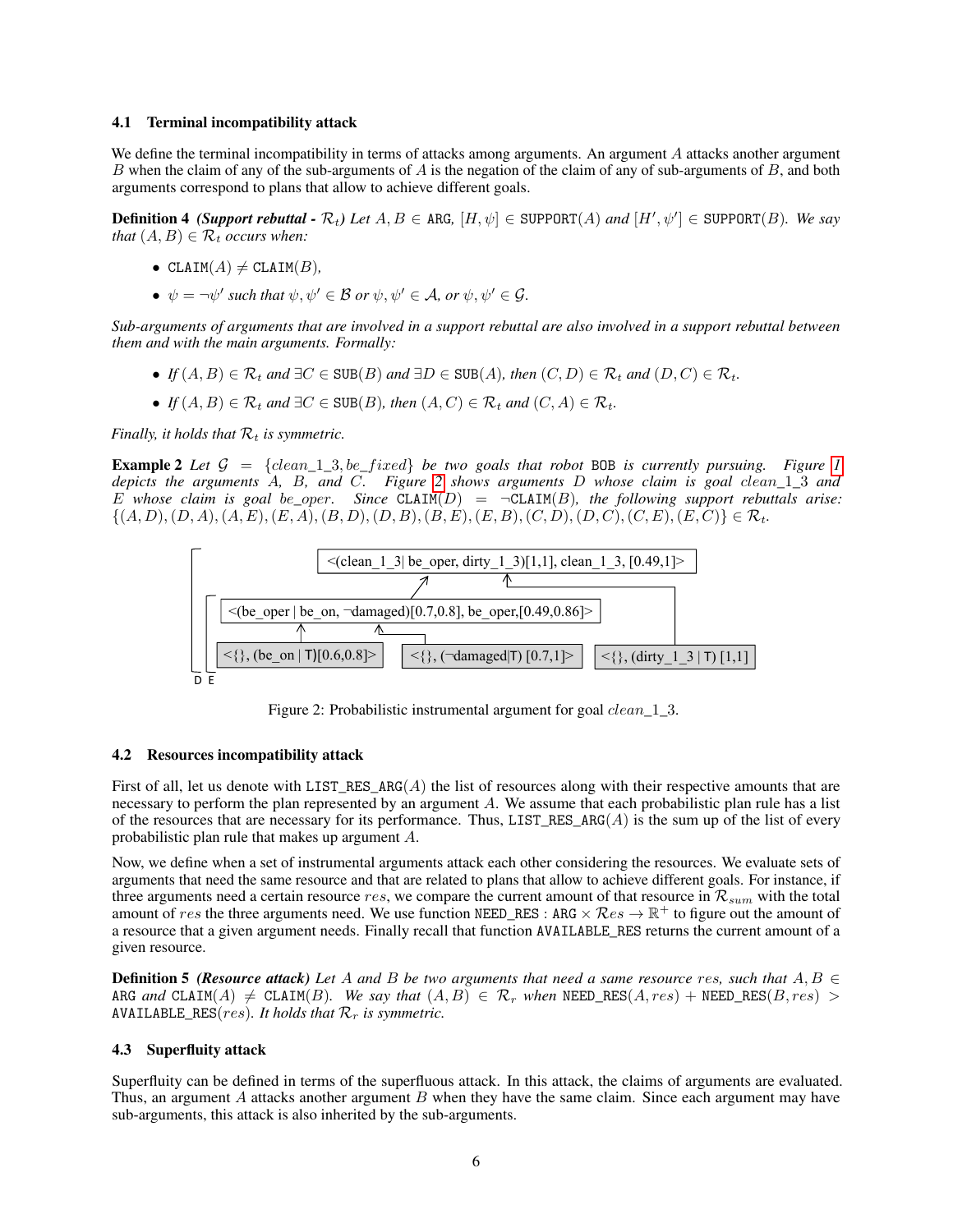### 4.1 Terminal incompatibility attack

We define the terminal incompatibility in terms of attacks among arguments. An argument $A$ attacks another argument $B$ when the claim of any of the sub-arguments of $A$ is the negation of the claim of any of sub-arguments of $B$, and both arguments correspond to plans that allow to achieve different goals.

**Definition 4** ***(Support rebuttal -*** $\mathcal{R}_t$***)*** *Let* $A, B \in \texttt{ARG}$*,* $[H, \psi] \in \texttt{SUPPORT}(A)$ *and* $[H', \psi'] \in \texttt{SUPPORT}(B)$*. We say that* $(A, B) \in \mathcal{R}_t$ *occurs when:*

- $\texttt{CLAIM}(A) \neq \texttt{CLAIM}(B)$*,*
- $\psi = \neg\psi'$ *such that* $\psi, \psi' \in \mathcal{B}$ *or* $\psi, \psi' \in \mathcal{A}$*, or* $\psi, \psi' \in \mathcal{G}$*.*

*Sub-arguments of arguments that are involved in a support rebuttal are also involved in a support rebuttal between them and with the main arguments. Formally:*

- *If* $(A, B) \in \mathcal{R}_t$ *and* $\exists C \in \texttt{SUB}(B)$ *and* $\exists D \in \texttt{SUB}(A)$*, then* $(C, D) \in \mathcal{R}_t$ *and* $(D, C) \in \mathcal{R}_t$*.*
- *If* $(A, B) \in \mathcal{R}_t$ *and* $\exists C \in \texttt{SUB}(B)$*, then* $(A, C) \in \mathcal{R}_t$ *and* $(C, A) \in \mathcal{R}_t$*.*

*Finally, it holds that* $\mathcal{R}_t$ *is symmetric.*

**Example 2** *Let* $\mathcal{G} = \{clean\_1\_3, be\_fixed\}$ *be two goals that robot* BOB *is currently pursuing. Figure 1 depicts the arguments* $A$*,* $B$*, and* $C$*. Figure 2 shows arguments* $D$ *whose claim is goal* $clean\_1\_3$ *and* $E$ *whose claim is goal* $be\_oper$*. Since* $\texttt{CLAIM}(D) = \neg\texttt{CLAIM}(B)$*, the following support rebuttals arise:* $\{(A, D), (D, A), (A, E), (E, A), (B, D), (D, B), (B, E), (E, B), (C, D), (D, C), (C, E), (E, C)\} \in \mathcal{R}_t$*.*

<(clean_1_3| be_oper, dirty_1_3)[1,1], clean_1_3, [0.49,1]>

<(be_oper | be_on, ¬damaged)[0.7,0.8], be_oper,[0.49,0.86]>

<{}, (be_on | T)[0.6,0.8]> <{}, (¬damaged|T) [0.7,1]> <{}, (dirty_1_3 | T) [1,1]>

D E

Figure 2: Probabilistic instrumental argument for goal $clean\_1\_3$.

### 4.2 Resources incompatibility attack

First of all, let us denote with $\texttt{LIST\_RES\_ARG}(A)$ the list of resources along with their respective amounts that are necessary to perform the plan represented by an argument $A$. We assume that each probabilistic plan rule has a list of the resources that are necessary for its performance. Thus, $\texttt{LIST\_RES\_ARG}(A)$ is the sum up of the list of every probabilistic plan rule that makes up argument $A$.

Now, we define when a set of instrumental arguments attack each other considering the resources. We evaluate sets of arguments that need the same resource and that are related to plans that allow to achieve different goals. For instance, if three arguments need a certain resource $res$, we compare the current amount of that resource in $\mathcal{R}_{sum}$ with the total amount of $res$ the three arguments need. We use function $\texttt{NEED\_RES} : \texttt{ARG} \times \mathcal{R}es \to \mathbb{R}^+$ to figure out the amount of a resource that a given argument needs. Finally recall that function AVAILABLE_RES returns the current amount of a given resource.

**Definition 5** ***(Resource attack)*** *Let* $A$ *and* $B$ *be two arguments that need a same resource* $res$*, such that* $A, B \in \texttt{ARG}$ *and* $\texttt{CLAIM}(A) \neq \texttt{CLAIM}(B)$*. We say that* $(A, B) \in \mathcal{R}_r$ *when* $\texttt{NEED\_RES}(A, res) + \texttt{NEED\_RES}(B, res) > \texttt{AVAILABLE\_RES}(res)$*. It holds that* $\mathcal{R}_r$ *is symmetric.*

### 4.3 Superfluity attack

Superfluity can be defined in terms of the superfluous attack. In this attack, the claims of arguments are evaluated. Thus, an argument $A$ attacks another argument $B$ when they have the same claim. Since each argument may have sub-arguments, this attack is also inherited by the sub-arguments.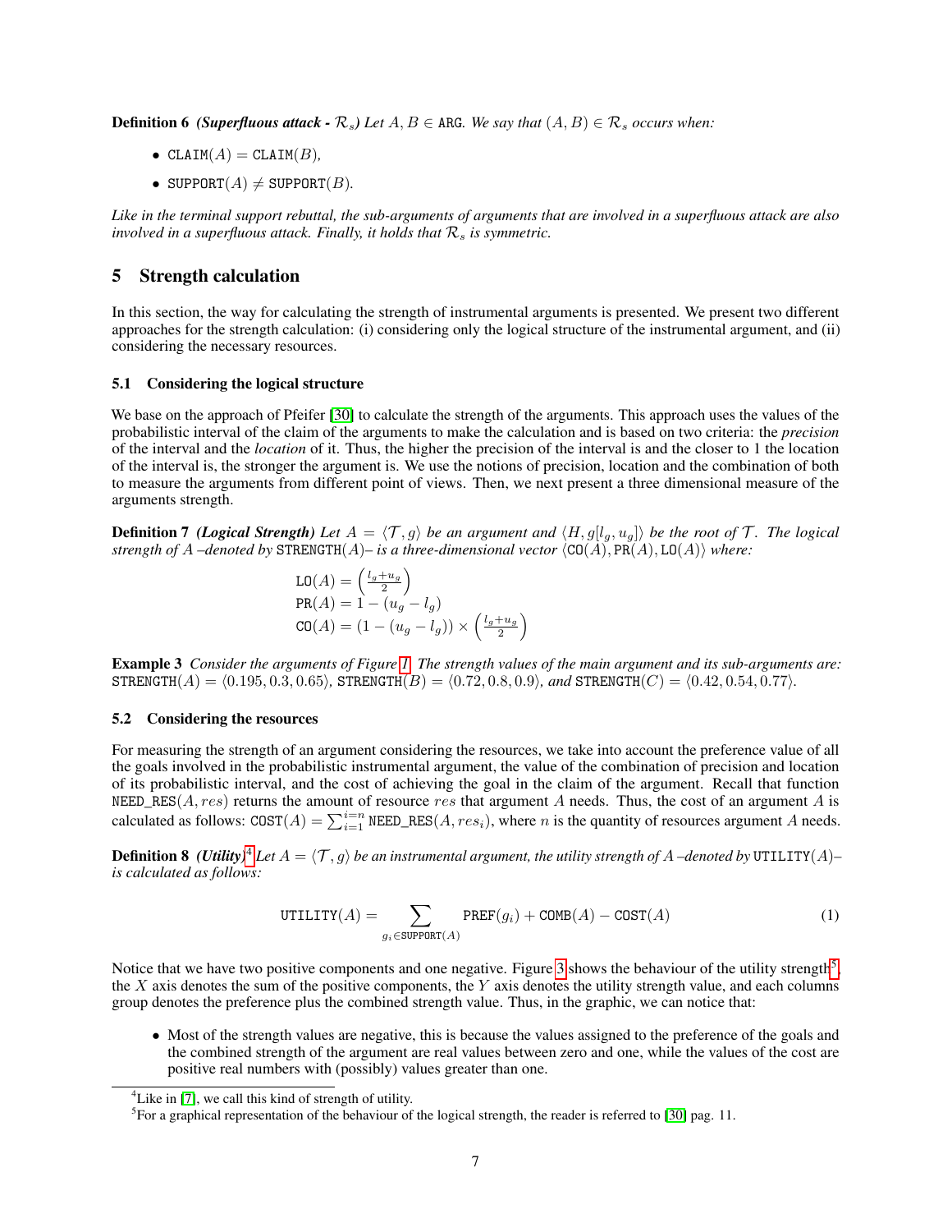**Definition 6** ***(Superfluous attack -*** $\mathcal{R}_s$***)*** *Let* $A, B \in \texttt{ARG}$*. We say that* $(A, B) \in \mathcal{R}_s$ *occurs when:*

- $\texttt{CLAIM}(A) = \texttt{CLAIM}(B)$*,*
- $\texttt{SUPPORT}(A) \neq \texttt{SUPPORT}(B)$*.*

*Like in the terminal support rebuttal, the sub-arguments of arguments that are involved in a superfluous attack are also involved in a superfluous attack. Finally, it holds that* $\mathcal{R}_s$ *is symmetric.*

## 5 Strength calculation

In this section, the way for calculating the strength of instrumental arguments is presented. We present two different approaches for the strength calculation: (i) considering only the logical structure of the instrumental argument, and (ii) considering the necessary resources.

### 5.1 Considering the logical structure

We base on the approach of Pfeifer [30] to calculate the strength of the arguments. This approach uses the values of the probabilistic interval of the claim of the arguments to make the calculation and is based on two criteria: the *precision* of the interval and the *location* of it. Thus, the higher the precision of the interval is and the closer to 1 the location of the interval is, the stronger the argument is. We use the notions of precision, location and the combination of both to measure the arguments from different point of views. Then, we next present a three dimensional measure of the arguments strength.

**Definition 7** ***(Logical Strength)*** *Let* $A = \langle \mathcal{T}, g \rangle$ *be an argument and* $\langle H, g[l_g, u_g] \rangle$ *be the root of* $\mathcal{T}$*. The logical strength of* $A$ *–denoted by* $\texttt{STRENGTH}(A)$*– is a three-dimensional vector* $\langle \texttt{CO}(A), \texttt{PR}(A), \texttt{LO}(A) \rangle$ *where:*

$$
\begin{aligned}
\texttt{LO}(A) &= \left(\frac{l_g + u_g}{2}\right)\\
\texttt{PR}(A) &= 1 - (u_g - l_g)\\
\texttt{CO}(A) &= (1 - (u_g - l_g)) \times \left(\frac{l_g + u_g}{2}\right)
\end{aligned}
$$

**Example 3** *Consider the arguments of Figure 1. The strength values of the main argument and its sub-arguments are:* $\texttt{STRENGTH}(A) = \langle 0.195, 0.3, 0.65 \rangle$*,* $\texttt{STRENGTH}(B) = \langle 0.72, 0.8, 0.9 \rangle$*, and* $\texttt{STRENGTH}(C) = \langle 0.42, 0.54, 0.77 \rangle$*.*

### 5.2 Considering the resources

For measuring the strength of an argument considering the resources, we take into account the preference value of all the goals involved in the probabilistic instrumental argument, the value of the combination of precision and location of its probabilistic interval, and the cost of achieving the goal in the claim of the argument. Recall that function $\texttt{NEED\_RES}(A, res)$ returns the amount of resource $res$ that argument $A$ needs. Thus, the cost of an argument $A$ is calculated as follows: $\texttt{COST}(A) = \sum_{i=1}^{i=n} \texttt{NEED\_RES}(A, res_i)$, where $n$ is the quantity of resources argument $A$ needs.

**Definition 8** ***(Utility)*** [4] *Let* $A = \langle \mathcal{T}, g \rangle$ *be an instrumental argument, the utility strength of* $A$ *–denoted by* $\texttt{UTILITY}(A)$*– is calculated as follows:*

$$
\texttt{UTILITY}(A) = \sum_{g_i \in \texttt{SUPPORT}(A)} \texttt{PREF}(g_i) + \texttt{COMB}(A) - \texttt{COST}(A) \tag{1}
$$

Notice that we have two positive components and one negative. Figure 3 shows the behaviour of the utility strength[5], the $X$ axis denotes the sum of the positive components, the $Y$ axis denotes the utility strength value, and each columns group denotes the preference plus the combined strength value. Thus, in the graphic, we can notice that:

- Most of the strength values are negative, this is because the values assigned to the preference of the goals and the combined strength of the argument are real values between zero and one, while the values of the cost are positive real numbers with (possibly) values greater than one.

[4] Like in [7], we call this kind of strength of utility.

[5] For a graphical representation of the behaviour of the logical strength, the reader is referred to [30] pag. 11.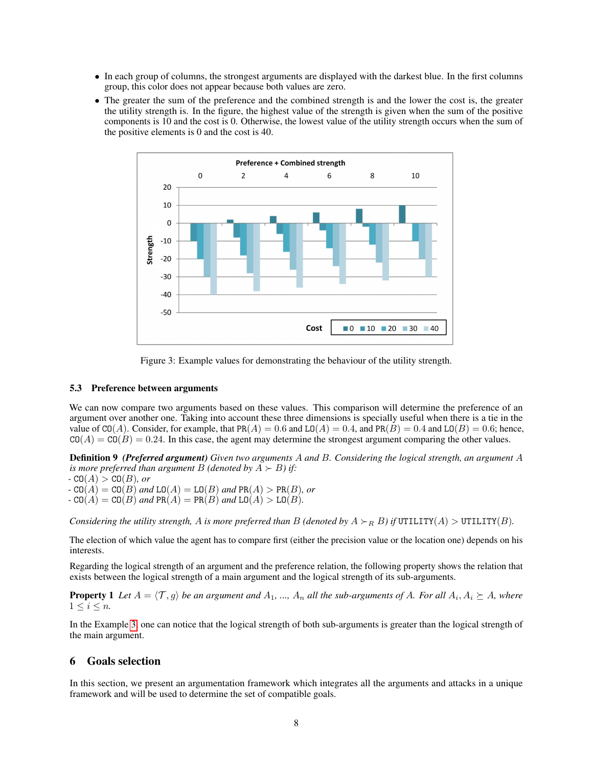- In each group of columns, the strongest arguments are displayed with the darkest blue. In the first columns group, this color does not appear because both values are zero.
- The greater the sum of the preference and the combined strength is and the lower the cost is, the greater the utility strength is. In the figure, the highest value of the strength is given when the sum of the positive components is 10 and the cost is 0. Otherwise, the lowest value of the utility strength occurs when the sum of the positive elements is 0 and the cost is 40.

Figure 3: Example values for demonstrating the behaviour of the utility strength.

### 5.3 Preference between arguments

We can now compare two arguments based on these values. This comparison will determine the preference of an argument over another one. Taking into account these three dimensions is specially useful when there is a tie in the value of $\texttt{CO}(A)$. Consider, for example, that $\texttt{PR}(A) = 0.6$ and $\texttt{LO}(A) = 0.4$, and $\texttt{PR}(B) = 0.4$ and $\texttt{LO}(B) = 0.6$; hence, $\texttt{CO}(A) = \texttt{CO}(B) = 0.24$. In this case, the agent may determine the strongest argument comparing the other values.

**Definition 9** ***(Preferred argument)*** *Given two arguments $A$ and $B$. Considering the logical strength, an argument $A$ is more preferred than argument $B$ (denoted by $A \succ B$) if:*
*- $\texttt{CO}(A) > \texttt{CO}(B)$, or*
*- $\texttt{CO}(A) = \texttt{CO}(B)$ and $\texttt{LO}(A) = \texttt{LO}(B)$ and $\texttt{PR}(A) > \texttt{PR}(B)$, or*
*- $\texttt{CO}(A) = \texttt{CO}(B)$ and $\texttt{PR}(A) = \texttt{PR}(B)$ and $\texttt{LO}(A) > \texttt{LO}(B)$.*

*Considering the utility strength, $A$ is more preferred than $B$ (denoted by $A \succ_R B$) if $\texttt{UTILITY}(A) > \texttt{UTILITY}(B)$.*

The election of which value the agent has to compare first (either the precision value or the location one) depends on his interests.

Regarding the logical strength of an argument and the preference relation, the following property shows the relation that exists between the logical strength of a main argument and the logical strength of its sub-arguments.

**Property 1** *Let $A = \langle \mathcal{T}, g \rangle$ be an argument and $A_1$, ..., $A_n$ all the sub-arguments of $A$. For all $A_i$, $A_i \succeq A$, where $1 \leq i \leq n$.*

In the Example 3, one can notice that the logical strength of both sub-arguments is greater than the logical strength of the main argument.

## 6 Goals selection

In this section, we present an argumentation framework which integrates all the arguments and attacks in a unique framework and will be used to determine the set of compatible goals.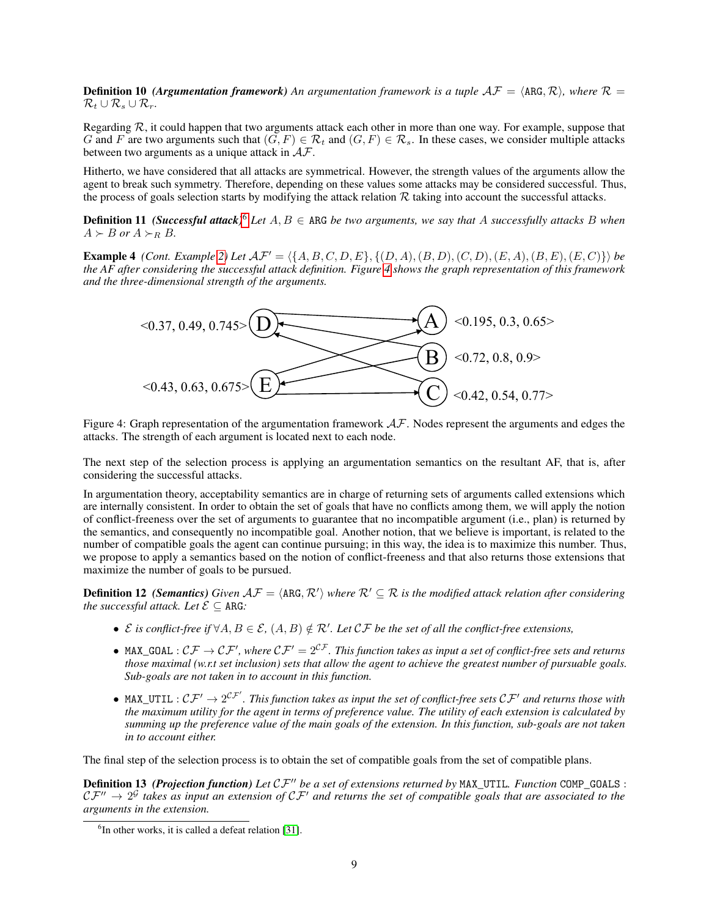**Definition 10** ***(Argumentation framework)*** *An argumentation framework is a tuple $\mathcal{AF} = \langle \texttt{ARG}, \mathcal{R} \rangle$, where $\mathcal{R} = \mathcal{R}_t \cup \mathcal{R}_s \cup \mathcal{R}_r$.*

Regarding $\mathcal{R}$, it could happen that two arguments attack each other in more than one way. For example, suppose that $G$ and $F$ are two arguments such that $(G, F) \in \mathcal{R}_t$ and $(G, F) \in \mathcal{R}_s$. In these cases, we consider multiple attacks between two arguments as a unique attack in $\mathcal{AF}$.

Hitherto, we have considered that all attacks are symmetrical. However, the strength values of the arguments allow the agent to break such symmetry. Therefore, depending on these values some attacks may be considered successful. Thus, the process of goals selection starts by modifying the attack relation $\mathcal{R}$ taking into account the successful attacks.

**Definition 11** ***(Successful attack)*** [6] *Let $A, B \in \texttt{ARG}$ be two arguments, we say that $A$ successfully attacks $B$ when $A \succ B$ or $A \succ_R B$.*

**Example 4** *(Cont. Example 2) Let $\mathcal{AF}' = \langle \{A, B, C, D, E\}, \{(D, A), (B, D), (C, D), (E, A), (B, E), (E, C)\} \rangle$ be the AF after considering the successful attack definition. Figure 4 shows the graph representation of this framework and the three-dimensional strength of the arguments.*

Figure 4: Graph representation of the argumentation framework $\mathcal{AF}$. Nodes represent the arguments and edges the attacks. The strength of each argument is located next to each node.

The next step of the selection process is applying an argumentation semantics on the resultant AF, that is, after considering the successful attacks.

In argumentation theory, acceptability semantics are in charge of returning sets of arguments called extensions which are internally consistent. In order to obtain the set of goals that have no conflicts among them, we will apply the notion of conflict-freeness over the set of arguments to guarantee that no incompatible argument (i.e., plan) is returned by the semantics, and consequently no incompatible goal. Another notion, that we believe is important, is related to the number of compatible goals the agent can continue pursuing; in this way, the idea is to maximize this number. Thus, we propose to apply a semantics based on the notion of conflict-freeness and that also returns those extensions that maximize the number of goals to be pursued.

**Definition 12** ***(Semantics)*** *Given $\mathcal{AF} = \langle \texttt{ARG}, \mathcal{R}' \rangle$ where $\mathcal{R}' \subseteq \mathcal{R}$ is the modified attack relation after considering the successful attack. Let $\mathcal{E} \subseteq \texttt{ARG}$:*

- *$\mathcal{E}$ is conflict-free if $\forall A, B \in \mathcal{E}$, $(A, B) \notin \mathcal{R}'$. Let $\mathcal{CF}$ be the set of all the conflict-free extensions,*
- *$\texttt{MAX\_GOAL} : \mathcal{CF} \rightarrow \mathcal{CF}'$, where $\mathcal{CF}' = 2^{\mathcal{CF}}$. This function takes as input a set of conflict-free sets and returns those maximal (w.r.t set inclusion) sets that allow the agent to achieve the greatest number of pursuable goals. Sub-goals are not taken in to account in this function.*
- *$\texttt{MAX\_UTIL} : \mathcal{CF}' \rightarrow 2^{\mathcal{CF}'}$. This function takes as input the set of conflict-free sets $\mathcal{CF}'$ and returns those with the maximum utility for the agent in terms of preference value. The utility of each extension is calculated by summing up the preference value of the main goals of the extension. In this function, sub-goals are not taken in to account either.*

The final step of the selection process is to obtain the set of compatible goals from the set of compatible plans.

**Definition 13** ***(Projection function)*** *Let $\mathcal{CF}''$ be a set of extensions returned by* $\texttt{MAX\_UTIL}$. *Function* $\texttt{COMP\_GOALS} : \mathcal{CF}'' \rightarrow 2^{\mathcal{G}}$ *takes as input an extension of $\mathcal{CF}'$ and returns the set of compatible goals that are associated to the arguments in the extension.*

[6] In other works, it is called a defeat relation [31].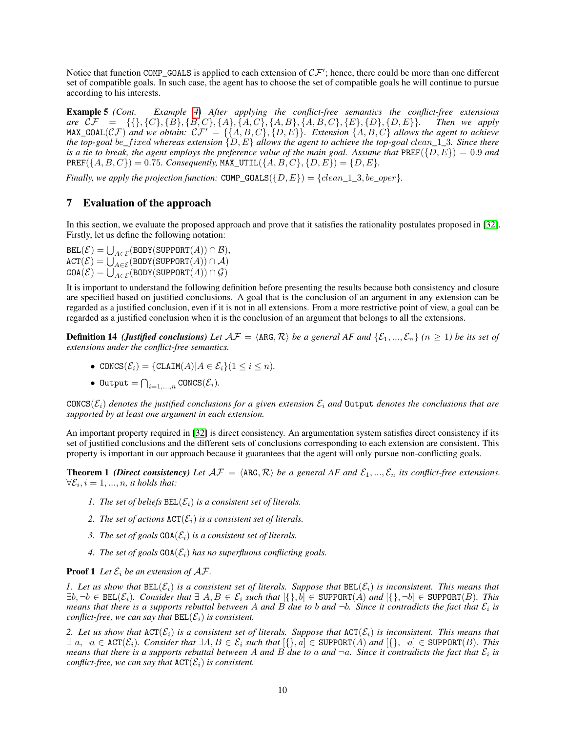Notice that function COMP_GOALS is applied to each extension of $\mathcal{CF}'$; hence, there could be more than one different set of compatible goals. In such case, the agent has to choose the set of compatible goals he will continue to pursue according to his interests.

**Example 5** *(Cont. Example 4) After applying the conflict-free semantics the conflict-free extensions are $\mathcal{CF} = \{\{\}, \{C\}, \{B\}, \{B, C\}, \{A\}, \{A, C\}, \{A, B\}, \{A, B, C\}, \{E\}, \{D\}, \{D, E\}\}$. Then we apply $\texttt{MAX\_GOAL}(\mathcal{CF})$ and we obtain: $\mathcal{CF}' = \{\{A, B, C\}, \{D, E\}\}$. Extension $\{A, B, C\}$ allows the agent to achieve the top-goal $be\_fixed$ whereas extension $\{D, E\}$ allows the agent to achieve the top-goal $clean\_1\_3$. Since there is a tie to break, the agent employs the preference value of the main goal. Assume that $\texttt{PREF}(\{D, E\}) = 0.9$ and $\texttt{PREF}(\{A, B, C\}) = 0.75$. Consequently, $\texttt{MAX\_UTIL}(\{A, B, C\}, \{D, E\}) = \{D, E\}$.*

*Finally, we apply the projection function: $\texttt{COMP\_GOALS}(\{D, E\}) = \{clean\_1\_3, be\_oper\}$.*

## 7 Evaluation of the approach

In this section, we evaluate the proposed approach and prove that it satisfies the rationality postulates proposed in [32]. Firstly, let us define the following notation:

$\texttt{BEL}(\mathcal{E}) = \bigcup_{A \in \mathcal{E}}(\texttt{BODY}(\texttt{SUPPORT}(A)) \cap \mathcal{B})$,
$\texttt{ACT}(\mathcal{E}) = \bigcup_{A \in \mathcal{E}}(\texttt{BODY}(\texttt{SUPPORT}(A)) \cap \mathcal{A})$
$\texttt{GOA}(\mathcal{E}) = \bigcup_{A \in \mathcal{E}}(\texttt{BODY}(\texttt{SUPPORT}(A)) \cap \mathcal{G})$

It is important to understand the following definition before presenting the results because both consistency and closure are specified based on justified conclusions. A goal that is the conclusion of an argument in any extension can be regarded as a justified conclusion, even if it is not in all extensions. From a more restrictive point of view, a goal can be regarded as a justified conclusion when it is the conclusion of an argument that belongs to all the extensions.

**Definition 14** ***(Justified conclusions)*** *Let $\mathcal{AF} = \langle \texttt{ARG}, \mathcal{R} \rangle$ be a general AF and $\{\mathcal{E}_1, ..., \mathcal{E}_n\}$ ($n \geq 1$) be its set of extensions under the conflict-free semantics.*

- $\texttt{CONCS}(\mathcal{E}_i) = \{\texttt{CLAIM}(A) | A \in \mathcal{E}_i\} (1 \leq i \leq n)$.
- $\texttt{Output} = \bigcap_{i=1,...,n} \texttt{CONCS}(\mathcal{E}_i)$.

*$\texttt{CONCS}(\mathcal{E}_i)$ denotes the justified conclusions for a given extension $\mathcal{E}_i$ and Output denotes the conclusions that are supported by at least one argument in each extension.*

An important property required in [32] is direct consistency. An argumentation system satisfies direct consistency if its set of justified conclusions and the different sets of conclusions corresponding to each extension are consistent. This property is important in our approach because it guarantees that the agent will only pursue non-conflicting goals.

**Theorem 1** ***(Direct consistency)*** *Let $\mathcal{AF} = \langle \texttt{ARG}, \mathcal{R} \rangle$ be a general AF and $\mathcal{E}_1, ..., \mathcal{E}_n$ its conflict-free extensions. $\forall \mathcal{E}_i, i = 1, ..., n$, it holds that:*

1. *The set of beliefs $\texttt{BEL}(\mathcal{E}_i)$ is a consistent set of literals.*
2. *The set of actions $\texttt{ACT}(\mathcal{E}_i)$ is a consistent set of literals.*
3. *The set of goals $\texttt{GOA}(\mathcal{E}_i)$ is a consistent set of literals.*
4. *The set of goals $\texttt{GOA}(\mathcal{E}_i)$ has no superfluous conflicting goals.*

**Proof 1** *Let $\mathcal{E}_i$ be an extension of $\mathcal{AF}$.*

*1. Let us show that $\texttt{BEL}(\mathcal{E}_i)$ is a consistent set of literals. Suppose that $\texttt{BEL}(\mathcal{E}_i)$ is inconsistent. This means that $\exists b, \neg b \in \texttt{BEL}(\mathcal{E}_i)$. Consider that $\exists$ $A, B \in \mathcal{E}_i$ such that $[\{\}, b] \in \texttt{SUPPORT}(A)$ and $[\{\}, \neg b] \in \texttt{SUPPORT}(B)$. This means that there is a supports rebuttal between $A$ and $B$ due to $b$ and $\neg b$. Since it contradicts the fact that $\mathcal{E}_i$ is conflict-free, we can say that $\texttt{BEL}(\mathcal{E}_i)$ is consistent.*

*2. Let us show that $\texttt{ACT}(\mathcal{E}_i)$ is a consistent set of literals. Suppose that $\texttt{ACT}(\mathcal{E}_i)$ is inconsistent. This means that $\exists$ $a, \neg a \in \texttt{ACT}(\mathcal{E}_i)$. Consider that $\exists A, B \in \mathcal{E}_i$ such that $[\{\}, a] \in \texttt{SUPPORT}(A)$ and $[\{\}, \neg a] \in \texttt{SUPPORT}(B)$. This means that there is a supports rebuttal between $A$ and $B$ due to $a$ and $\neg a$. Since it contradicts the fact that $\mathcal{E}_i$ is conflict-free, we can say that $\texttt{ACT}(\mathcal{E}_i)$ is consistent.*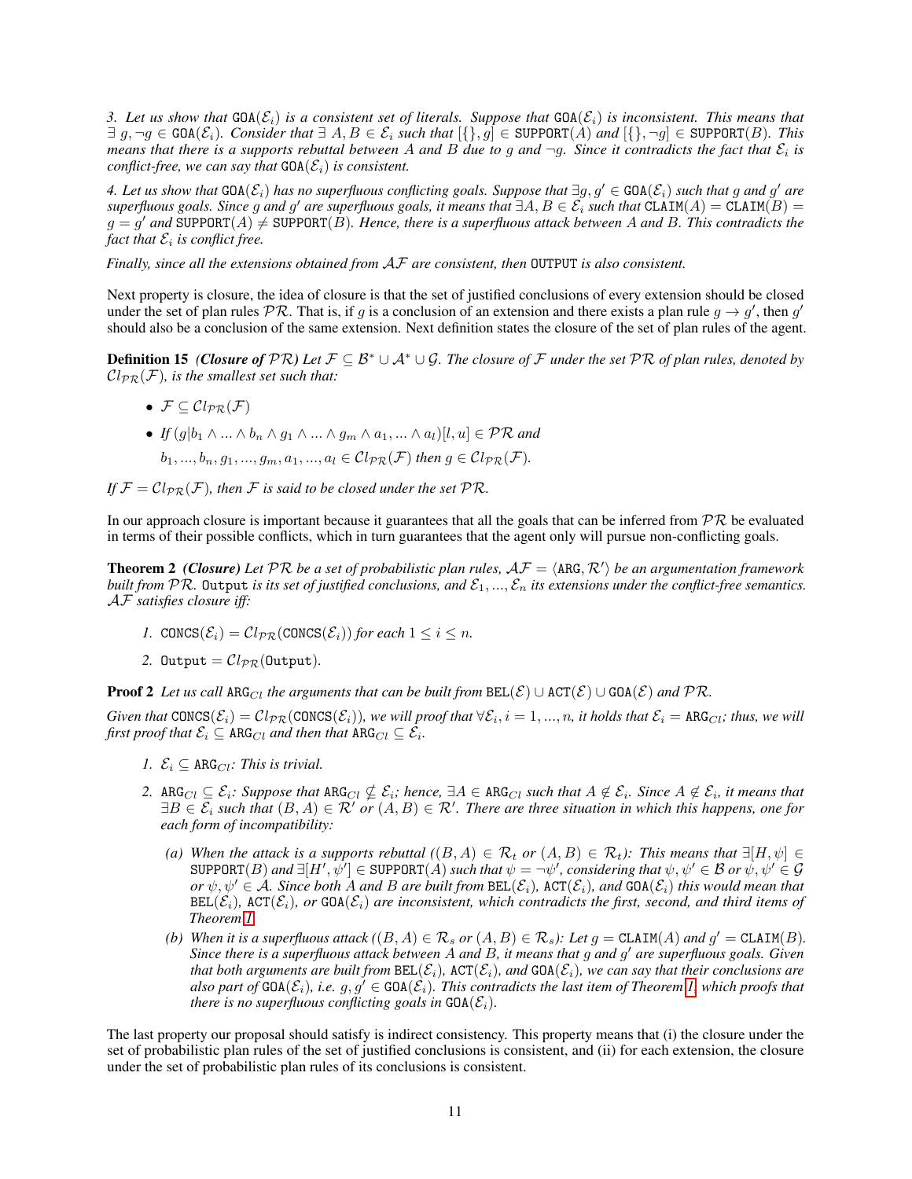*3. Let us show that $\texttt{GOA}(\mathcal{E}_i)$ is a consistent set of literals. Suppose that $\texttt{GOA}(\mathcal{E}_i)$ is inconsistent. This means that $\exists\ g, \neg g \in \texttt{GOA}(\mathcal{E}_i)$. Consider that $\exists\ A, B \in \mathcal{E}_i$ such that $[\{\}, g] \in \texttt{SUPPORT}(A)$ and $[\{\}, \neg g] \in \texttt{SUPPORT}(B)$. This means that there is a supports rebuttal between $A$ and $B$ due to $g$ and $\neg g$. Since it contradicts the fact that $\mathcal{E}_i$ is conflict-free, we can say that $\texttt{GOA}(\mathcal{E}_i)$ is consistent.*

*4. Let us show that $\texttt{GOA}(\mathcal{E}_i)$ has no superfluous conflicting goals. Suppose that $\exists g, g' \in \texttt{GOA}(\mathcal{E}_i)$ such that $g$ and $g'$ are superfluous goals. Since $g$ and $g'$ are superfluous goals, it means that $\exists A, B \in \mathcal{E}_i$ such that $\texttt{CLAIM}(A) = \texttt{CLAIM}(B) = g = g'$ and $\texttt{SUPPORT}(A) \neq \texttt{SUPPORT}(B)$. Hence, there is a superfluous attack between $A$ and $B$. This contradicts the fact that $\mathcal{E}_i$ is conflict free.*

*Finally, since all the extensions obtained from $\mathcal{AF}$ are consistent, then $\texttt{OUTPUT}$ is also consistent.*

Next property is closure, the idea of closure is that the set of justified conclusions of every extension should be closed under the set of plan rules $\mathcal{PR}$. That is, if $g$ is a conclusion of an extension and there exists a plan rule $g \to g'$, then $g'$ should also be a conclusion of the same extension. Next definition states the closure of the set of plan rules of the agent.

**Definition 15** ***(Closure of $\mathcal{PR}$)*** *Let $\mathcal{F} \subseteq \mathcal{B}^* \cup \mathcal{A}^* \cup \mathcal{G}$. The closure of $\mathcal{F}$ under the set $\mathcal{PR}$ of plan rules, denoted by $\mathcal{C}l_{\mathcal{PR}}(\mathcal{F})$, is the smallest set such that:*

- *$\mathcal{F} \subseteq \mathcal{C}l_{\mathcal{PR}}(\mathcal{F})$*
- *If $(g|b_1 \wedge ... \wedge b_n \wedge g_1 \wedge ... \wedge g_m \wedge a_1, ... \wedge a_l)[l, u] \in \mathcal{PR}$ and $b_1, ..., b_n, g_1, ..., g_m, a_1, ..., a_l \in \mathcal{C}l_{\mathcal{PR}}(\mathcal{F})$ then $g \in \mathcal{C}l_{\mathcal{PR}}(\mathcal{F})$.*

*If $\mathcal{F} = \mathcal{C}l_{\mathcal{PR}}(\mathcal{F})$, then $\mathcal{F}$ is said to be closed under the set $\mathcal{PR}$.*

In our approach closure is important because it guarantees that all the goals that can be inferred from $\mathcal{PR}$ be evaluated in terms of their possible conflicts, which in turn guarantees that the agent only will pursue non-conflicting goals.

**Theorem 2** ***(Closure)*** *Let $\mathcal{PR}$ be a set of probabilistic plan rules, $\mathcal{AF} = \langle \texttt{ARG}, \mathcal{R}' \rangle$ be an argumentation framework built from $\mathcal{PR}$. $\texttt{Output}$ is its set of justified conclusions, and $\mathcal{E}_1, ..., \mathcal{E}_n$ its extensions under the conflict-free semantics. $\mathcal{AF}$ satisfies closure iff:*

1. *$\texttt{CONCS}(\mathcal{E}_i) = \mathcal{C}l_{\mathcal{PR}}(\texttt{CONCS}(\mathcal{E}_i))$ for each $1 \leq i \leq n$.*
2. *$\texttt{Output} = \mathcal{C}l_{\mathcal{PR}}(\texttt{Output})$.*

**Proof 2** *Let us call $\texttt{ARG}_{Cl}$ the arguments that can be built from $\texttt{BEL}(\mathcal{E}) \cup \texttt{ACT}(\mathcal{E}) \cup \texttt{GOA}(\mathcal{E})$ and $\mathcal{PR}$.*

*Given that $\texttt{CONCS}(\mathcal{E}_i) = \mathcal{C}l_{\mathcal{PR}}(\texttt{CONCS}(\mathcal{E}_i))$, we will proof that $\forall \mathcal{E}_i, i = 1, ..., n$, it holds that $\mathcal{E}_i = \texttt{ARG}_{Cl}$; thus, we will first proof that $\mathcal{E}_i \subseteq \texttt{ARG}_{Cl}$ and then that $\texttt{ARG}_{Cl} \subseteq \mathcal{E}_i$.*

1. *$\mathcal{E}_i \subseteq \texttt{ARG}_{Cl}$: This is trivial.*
2. *$\texttt{ARG}_{Cl} \subseteq \mathcal{E}_i$: Suppose that $\texttt{ARG}_{Cl} \nsubseteq \mathcal{E}_i$; hence, $\exists A \in \texttt{ARG}_{Cl}$ such that $A \notin \mathcal{E}_i$. Since $A \notin \mathcal{E}_i$, it means that $\exists B \in \mathcal{E}_i$ such that $(B, A) \in \mathcal{R}'$ or $(A, B) \in \mathcal{R}'$. There are three situation in which this happens, one for each form of incompatibility:*
   - *(a) When the attack is a supports rebuttal ($(B, A) \in \mathcal{R}_t$ or $(A, B) \in \mathcal{R}_t$): This means that $\exists [H, \psi] \in \texttt{SUPPORT}(B)$ and $\exists [H', \psi'] \in \texttt{SUPPORT}(A)$ such that $\psi = \neg \psi'$, considering that $\psi, \psi' \in \mathcal{B}$ or $\psi, \psi' \in \mathcal{G}$ or $\psi, \psi' \in \mathcal{A}$. Since both $A$ and $B$ are built from $\texttt{BEL}(\mathcal{E}_i)$, $\texttt{ACT}(\mathcal{E}_i)$, and $\texttt{GOA}(\mathcal{E}_i)$ this would mean that $\texttt{BEL}(\mathcal{E}_i)$, $\texttt{ACT}(\mathcal{E}_i)$, or $\texttt{GOA}(\mathcal{E}_i)$ are inconsistent, which contradicts the first, second, and third items of Theorem 1.*
   - *(b) When it is a superfluous attack ($(B, A) \in \mathcal{R}_s$ or $(A, B) \in \mathcal{R}_s$): Let $g = \texttt{CLAIM}(A)$ and $g' = \texttt{CLAIM}(B)$. Since there is a superfluous attack between $A$ and $B$, it means that $g$ and $g'$ are superfluous goals. Given that both arguments are built from $\texttt{BEL}(\mathcal{E}_i)$, $\texttt{ACT}(\mathcal{E}_i)$, and $\texttt{GOA}(\mathcal{E}_i)$, we can say that their conclusions are also part of $\texttt{GOA}(\mathcal{E}_i)$, i.e. $g, g' \in \texttt{GOA}(\mathcal{E}_i)$. This contradicts the last item of Theorem 1, which proofs that there is no superfluous conflicting goals in $\texttt{GOA}(\mathcal{E}_i)$.*

The last property our proposal should satisfy is indirect consistency. This property means that (i) the closure under the set of probabilistic plan rules of the set of justified conclusions is consistent, and (ii) for each extension, the closure under the set of probabilistic plan rules of its conclusions is consistent.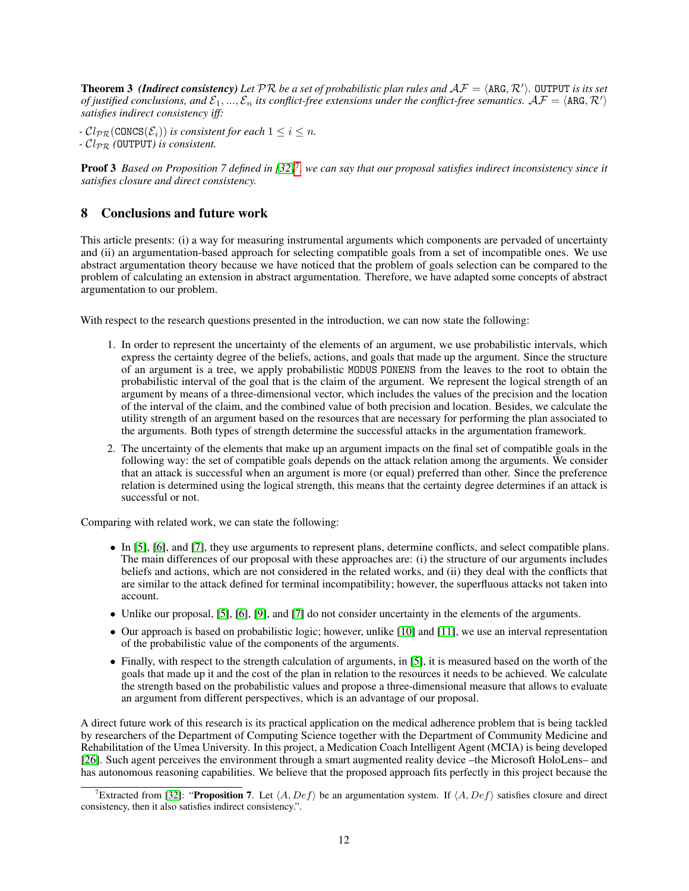**Theorem 3** ***(Indirect consistency)*** *Let $\mathcal{PR}$ be a set of probabilistic plan rules and $\mathcal{AF} = \langle \texttt{ARG}, \mathcal{R}' \rangle$. $\texttt{OUTPUT}$ is its set of justified conclusions, and $\mathcal{E}_1, ..., \mathcal{E}_n$ its conflict-free extensions under the conflict-free semantics. $\mathcal{AF} = \langle \texttt{ARG}, \mathcal{R}' \rangle$ satisfies indirect consistency iff:*

*- $\mathcal{C}l_{\mathcal{PR}}(\texttt{CONCS}(\mathcal{E}_i))$ is consistent for each $1 \leq i \leq n$.*
*- $\mathcal{C}l_{\mathcal{PR}}$ ($\texttt{OUTPUT}$) is consistent.*

**Proof 3** *Based on Proposition 7 defined in [32][7], we can say that our proposal satisfies indirect inconsistency since it satisfies closure and direct consistency.*

## 8 Conclusions and future work

This article presents: (i) a way for measuring instrumental arguments which components are pervaded of uncertainty and (ii) an argumentation-based approach for selecting compatible goals from a set of incompatible ones. We use abstract argumentation theory because we have noticed that the problem of goals selection can be compared to the problem of calculating an extension in abstract argumentation. Therefore, we have adapted some concepts of abstract argumentation to our problem.

With respect to the research questions presented in the introduction, we can now state the following:

1. In order to represent the uncertainty of the elements of an argument, we use probabilistic intervals, which express the certainty degree of the beliefs, actions, and goals that made up the argument. Since the structure of an argument is a tree, we apply probabilistic MODUS PONENS from the leaves to the root to obtain the probabilistic interval of the goal that is the claim of the argument. We represent the logical strength of an argument by means of a three-dimensional vector, which includes the values of the precision and the location of the interval of the claim, and the combined value of both precision and location. Besides, we calculate the utility strength of an argument based on the resources that are necessary for performing the plan associated to the arguments. Both types of strength determine the successful attacks in the argumentation framework.
2. The uncertainty of the elements that make up an argument impacts on the final set of compatible goals in the following way: the set of compatible goals depends on the attack relation among the arguments. We consider that an attack is successful when an argument is more (or equal) preferred than other. Since the preference relation is determined using the logical strength, this means that the certainty degree determines if an attack is successful or not.

Comparing with related work, we can state the following:

- In [5], [6], and [7], they use arguments to represent plans, determine conflicts, and select compatible plans. The main differences of our proposal with these approaches are: (i) the structure of our arguments includes beliefs and actions, which are not considered in the related works, and (ii) they deal with the conflicts that are similar to the attack defined for terminal incompatibility; however, the superfluous attacks not taken into account.
- Unlike our proposal, [5], [6], [9], and [7] do not consider uncertainty in the elements of the arguments.
- Our approach is based on probabilistic logic; however, unlike [10] and [11], we use an interval representation of the probabilistic value of the components of the arguments.
- Finally, with respect to the strength calculation of arguments, in [5], it is measured based on the worth of the goals that made up it and the cost of the plan in relation to the resources it needs to be achieved. We calculate the strength based on the probabilistic values and propose a three-dimensional measure that allows to evaluate an argument from different perspectives, which is an advantage of our proposal.

A direct future work of this research is its practical application on the medical adherence problem that is being tackled by researchers of the Department of Computing Science together with the Department of Community Medicine and Rehabilitation of the Umea University. In this project, a Medication Coach Intelligent Agent (MCIA) is being developed [26]. Such agent perceives the environment through a smart augmented reality device –the Microsoft HoloLens– and has autonomous reasoning capabilities. We believe that the proposed approach fits perfectly in this project because the

[7] Extracted from [32]: "**Proposition 7**. Let $\langle A, Def \rangle$ be an argumentation system. If $\langle A, Def \rangle$ satisfies closure and direct consistency, then it also satisfies indirect consistency.".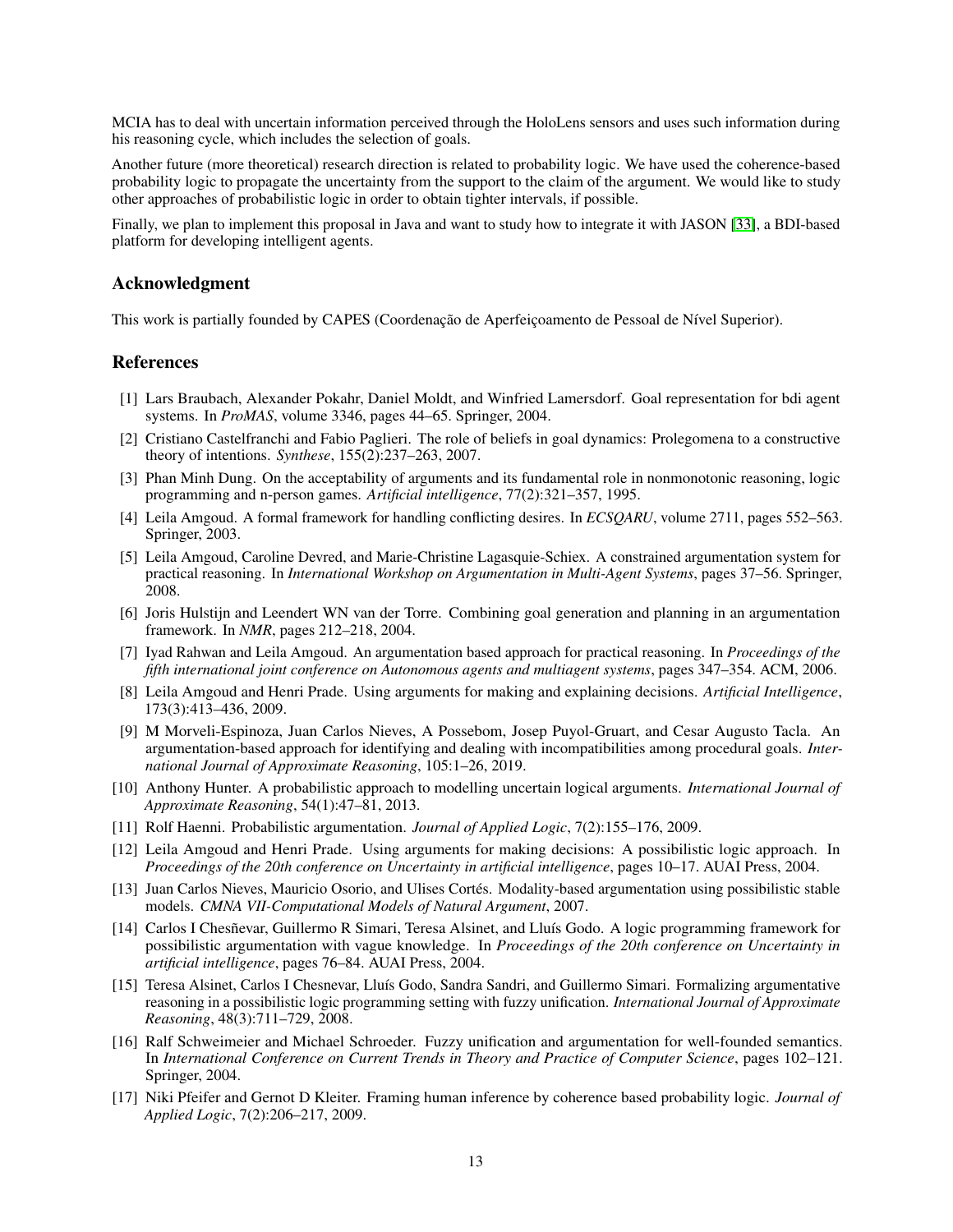MCIA has to deal with uncertain information perceived through the HoloLens sensors and uses such information during his reasoning cycle, which includes the selection of goals.

Another future (more theoretical) research direction is related to probability logic. We have used the coherence-based probability logic to propagate the uncertainty from the support to the claim of the argument. We would like to study other approaches of probabilistic logic in order to obtain tighter intervals, if possible.

Finally, we plan to implement this proposal in Java and want to study how to integrate it with JASON [33], a BDI-based platform for developing intelligent agents.

## Acknowledgment

This work is partially founded by CAPES (Coordenação de Aperfeiçoamento de Pessoal de Nível Superior).

## References

[1] Lars Braubach, Alexander Pokahr, Daniel Moldt, and Winfried Lamersdorf. Goal representation for bdi agent systems. In *ProMAS*, volume 3346, pages 44–65. Springer, 2004.

[2] Cristiano Castelfranchi and Fabio Paglieri. The role of beliefs in goal dynamics: Prolegomena to a constructive theory of intentions. *Synthese*, 155(2):237–263, 2007.

[3] Phan Minh Dung. On the acceptability of arguments and its fundamental role in nonmonotonic reasoning, logic programming and n-person games. *Artificial intelligence*, 77(2):321–357, 1995.

[4] Leila Amgoud. A formal framework for handling conflicting desires. In *ECSQARU*, volume 2711, pages 552–563. Springer, 2003.

[5] Leila Amgoud, Caroline Devred, and Marie-Christine Lagasquie-Schiex. A constrained argumentation system for practical reasoning. In *International Workshop on Argumentation in Multi-Agent Systems*, pages 37–56. Springer, 2008.

[6] Joris Hulstijn and Leendert WN van der Torre. Combining goal generation and planning in an argumentation framework. In *NMR*, pages 212–218, 2004.

[7] Iyad Rahwan and Leila Amgoud. An argumentation based approach for practical reasoning. In *Proceedings of the fifth international joint conference on Autonomous agents and multiagent systems*, pages 347–354. ACM, 2006.

[8] Leila Amgoud and Henri Prade. Using arguments for making and explaining decisions. *Artificial Intelligence*, 173(3):413–436, 2009.

[9] M Morveli-Espinoza, Juan Carlos Nieves, A Possebom, Josep Puyol-Gruart, and Cesar Augusto Tacla. An argumentation-based approach for identifying and dealing with incompatibilities among procedural goals. *International Journal of Approximate Reasoning*, 105:1–26, 2019.

[10] Anthony Hunter. A probabilistic approach to modelling uncertain logical arguments. *International Journal of Approximate Reasoning*, 54(1):47–81, 2013.

[11] Rolf Haenni. Probabilistic argumentation. *Journal of Applied Logic*, 7(2):155–176, 2009.

[12] Leila Amgoud and Henri Prade. Using arguments for making decisions: A possibilistic logic approach. In *Proceedings of the 20th conference on Uncertainty in artificial intelligence*, pages 10–17. AUAI Press, 2004.

[13] Juan Carlos Nieves, Mauricio Osorio, and Ulises Cortés. Modality-based argumentation using possibilistic stable models. *CMNA VII-Computational Models of Natural Argument*, 2007.

[14] Carlos I Chesñevar, Guillermo R Simari, Teresa Alsinet, and Lluís Godo. A logic programming framework for possibilistic argumentation with vague knowledge. In *Proceedings of the 20th conference on Uncertainty in artificial intelligence*, pages 76–84. AUAI Press, 2004.

[15] Teresa Alsinet, Carlos I Chesnevar, Lluís Godo, Sandra Sandri, and Guillermo Simari. Formalizing argumentative reasoning in a possibilistic logic programming setting with fuzzy unification. *International Journal of Approximate Reasoning*, 48(3):711–729, 2008.

[16] Ralf Schweimeier and Michael Schroeder. Fuzzy unification and argumentation for well-founded semantics. In *International Conference on Current Trends in Theory and Practice of Computer Science*, pages 102–121. Springer, 2004.

[17] Niki Pfeifer and Gernot D Kleiter. Framing human inference by coherence based probability logic. *Journal of Applied Logic*, 7(2):206–217, 2009.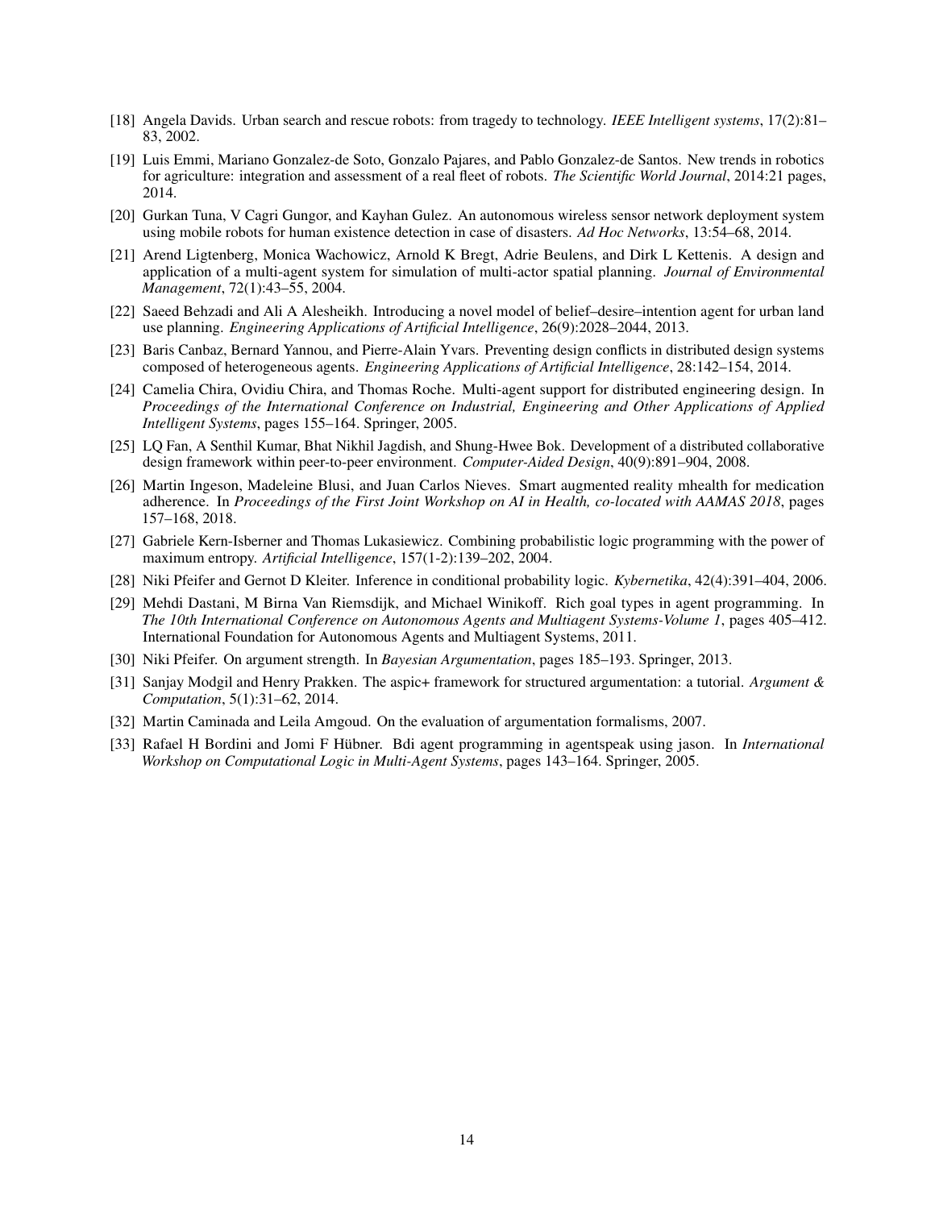[18] Angela Davids. Urban search and rescue robots: from tragedy to technology. *IEEE Intelligent systems*, 17(2):81–83, 2002.

[19] Luis Emmi, Mariano Gonzalez-de Soto, Gonzalo Pajares, and Pablo Gonzalez-de Santos. New trends in robotics for agriculture: integration and assessment of a real fleet of robots. *The Scientific World Journal*, 2014:21 pages, 2014.

[20] Gurkan Tuna, V Cagri Gungor, and Kayhan Gulez. An autonomous wireless sensor network deployment system using mobile robots for human existence detection in case of disasters. *Ad Hoc Networks*, 13:54–68, 2014.

[21] Arend Ligtenberg, Monica Wachowicz, Arnold K Bregt, Adrie Beulens, and Dirk L Kettenis. A design and application of a multi-agent system for simulation of multi-actor spatial planning. *Journal of Environmental Management*, 72(1):43–55, 2004.

[22] Saeed Behzadi and Ali A Alesheikh. Introducing a novel model of belief–desire–intention agent for urban land use planning. *Engineering Applications of Artificial Intelligence*, 26(9):2028–2044, 2013.

[23] Baris Canbaz, Bernard Yannou, and Pierre-Alain Yvars. Preventing design conflicts in distributed design systems composed of heterogeneous agents. *Engineering Applications of Artificial Intelligence*, 28:142–154, 2014.

[24] Camelia Chira, Ovidiu Chira, and Thomas Roche. Multi-agent support for distributed engineering design. In *Proceedings of the International Conference on Industrial, Engineering and Other Applications of Applied Intelligent Systems*, pages 155–164. Springer, 2005.

[25] LQ Fan, A Senthil Kumar, Bhat Nikhil Jagdish, and Shung-Hwee Bok. Development of a distributed collaborative design framework within peer-to-peer environment. *Computer-Aided Design*, 40(9):891–904, 2008.

[26] Martin Ingeson, Madeleine Blusi, and Juan Carlos Nieves. Smart augmented reality mhealth for medication adherence. In *Proceedings of the First Joint Workshop on AI in Health, co-located with AAMAS 2018*, pages 157–168, 2018.

[27] Gabriele Kern-Isberner and Thomas Lukasiewicz. Combining probabilistic logic programming with the power of maximum entropy. *Artificial Intelligence*, 157(1-2):139–202, 2004.

[28] Niki Pfeifer and Gernot D Kleiter. Inference in conditional probability logic. *Kybernetika*, 42(4):391–404, 2006.

[29] Mehdi Dastani, M Birna Van Riemsdijk, and Michael Winikoff. Rich goal types in agent programming. In *The 10th International Conference on Autonomous Agents and Multiagent Systems-Volume 1*, pages 405–412. International Foundation for Autonomous Agents and Multiagent Systems, 2011.

[30] Niki Pfeifer. On argument strength. In *Bayesian Argumentation*, pages 185–193. Springer, 2013.

[31] Sanjay Modgil and Henry Prakken. The aspic+ framework for structured argumentation: a tutorial. *Argument & Computation*, 5(1):31–62, 2014.

[32] Martin Caminada and Leila Amgoud. On the evaluation of argumentation formalisms, 2007.

[33] Rafael H Bordini and Jomi F Hübner. Bdi agent programming in agentspeak using jason. In *International Workshop on Computational Logic in Multi-Agent Systems*, pages 143–164. Springer, 2005.